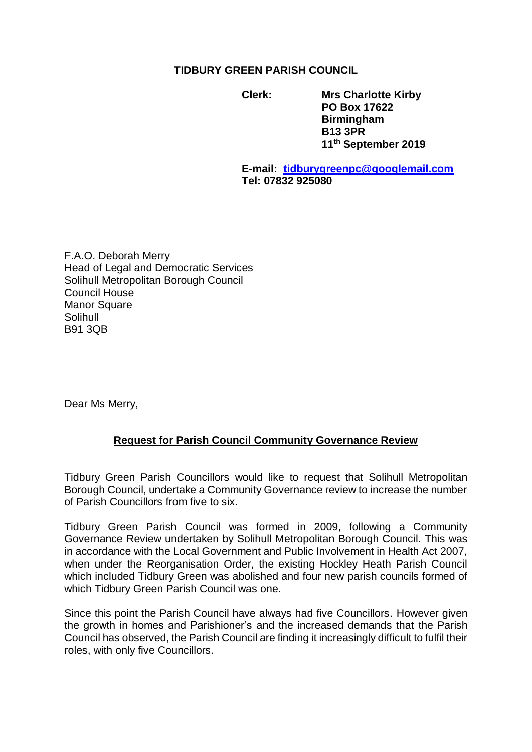**TIDBURY GREEN PARISH COUNCIL**

**Clerk:** **Mrs Charlotte Kirby**
**PO Box 17622**
**Birmingham**
**B13 3PR**
**11th September 2019**

**E-mail: [tidburygreenpc@googlemail.com](mailto:tidburygreenpc@googlemail.com)**
**Tel: 07832 925080**

F.A.O. Deborah Merry
Head of Legal and Democratic Services
Solihull Metropolitan Borough Council
Council House
Manor Square
Solihull
B91 3QB

Dear Ms Merry,

**Request for Parish Council Community Governance Review**

Tidbury Green Parish Councillors would like to request that Solihull Metropolitan Borough Council, undertake a Community Governance review to increase the number of Parish Councillors from five to six.

Tidbury Green Parish Council was formed in 2009, following a Community Governance Review undertaken by Solihull Metropolitan Borough Council. This was in accordance with the Local Government and Public Involvement in Health Act 2007, when under the Reorganisation Order, the existing Hockley Heath Parish Council which included Tidbury Green was abolished and four new parish councils formed of which Tidbury Green Parish Council was one.

Since this point the Parish Council have always had five Councillors. However given the growth in homes and Parishioner's and the increased demands that the Parish Council has observed, the Parish Council are finding it increasingly difficult to fulfil their roles, with only five Councillors.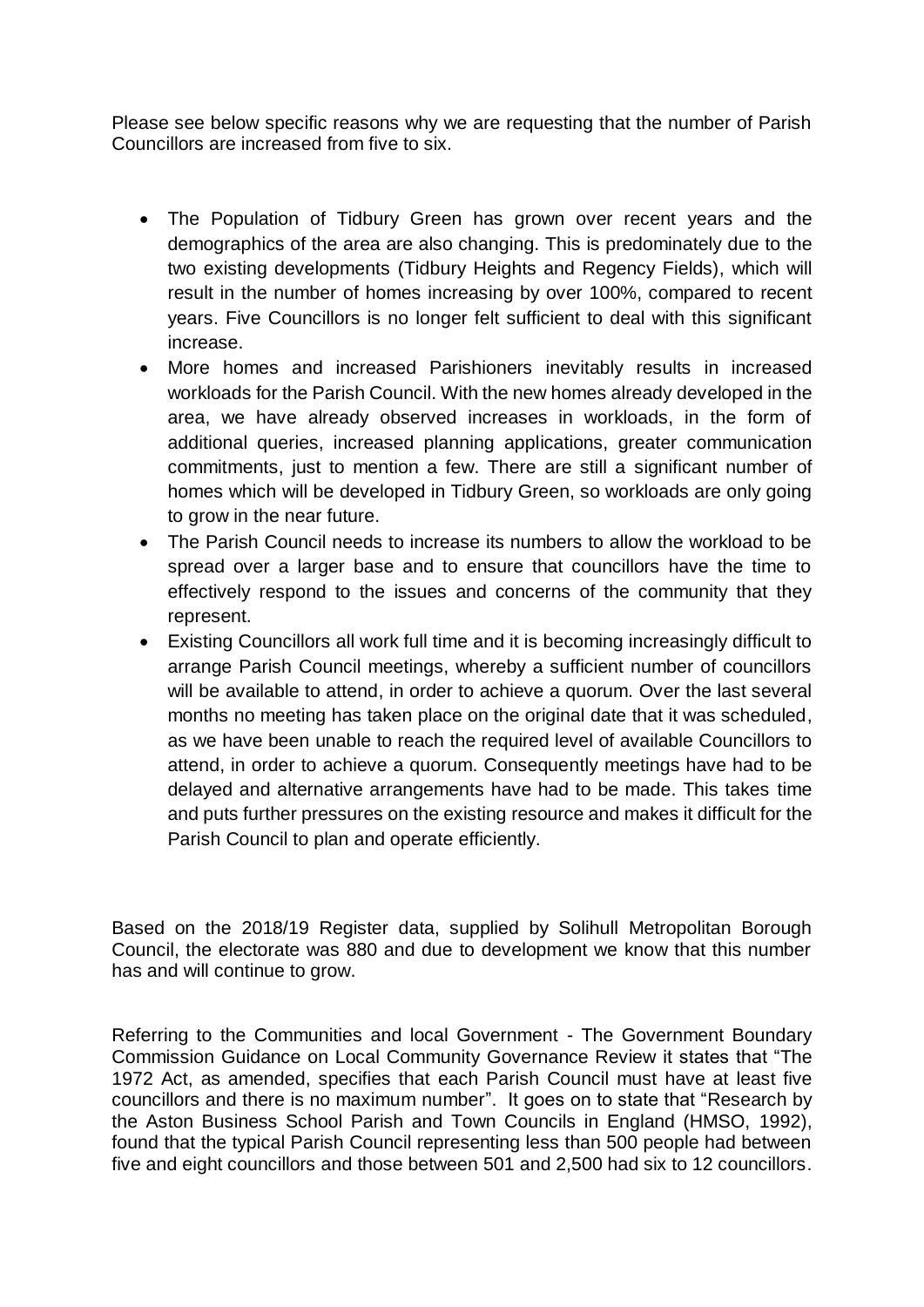Please see below specific reasons why we are requesting that the number of Parish Councillors are increased from five to six.

- The Population of Tidbury Green has grown over recent years and the demographics of the area are also changing. This is predominately due to the two existing developments (Tidbury Heights and Regency Fields), which will result in the number of homes increasing by over 100%, compared to recent years. Five Councillors is no longer felt sufficient to deal with this significant increase.
- More homes and increased Parishioners inevitably results in increased workloads for the Parish Council. With the new homes already developed in the area, we have already observed increases in workloads, in the form of additional queries, increased planning applications, greater communication commitments, just to mention a few. There are still a significant number of homes which will be developed in Tidbury Green, so workloads are only going to grow in the near future.
- The Parish Council needs to increase its numbers to allow the workload to be spread over a larger base and to ensure that councillors have the time to effectively respond to the issues and concerns of the community that they represent.
- Existing Councillors all work full time and it is becoming increasingly difficult to arrange Parish Council meetings, whereby a sufficient number of councillors will be available to attend, in order to achieve a quorum. Over the last several months no meeting has taken place on the original date that it was scheduled, as we have been unable to reach the required level of available Councillors to attend, in order to achieve a quorum. Consequently meetings have had to be delayed and alternative arrangements have had to be made. This takes time and puts further pressures on the existing resource and makes it difficult for the Parish Council to plan and operate efficiently.

Based on the 2018/19 Register data, supplied by Solihull Metropolitan Borough Council, the electorate was 880 and due to development we know that this number has and will continue to grow.

Referring to the Communities and local Government - The Government Boundary Commission Guidance on Local Community Governance Review it states that "The 1972 Act, as amended, specifies that each Parish Council must have at least five councillors and there is no maximum number". It goes on to state that "Research by the Aston Business School Parish and Town Councils in England (HMSO, 1992), found that the typical Parish Council representing less than 500 people had between five and eight councillors and those between 501 and 2,500 had six to 12 councillors.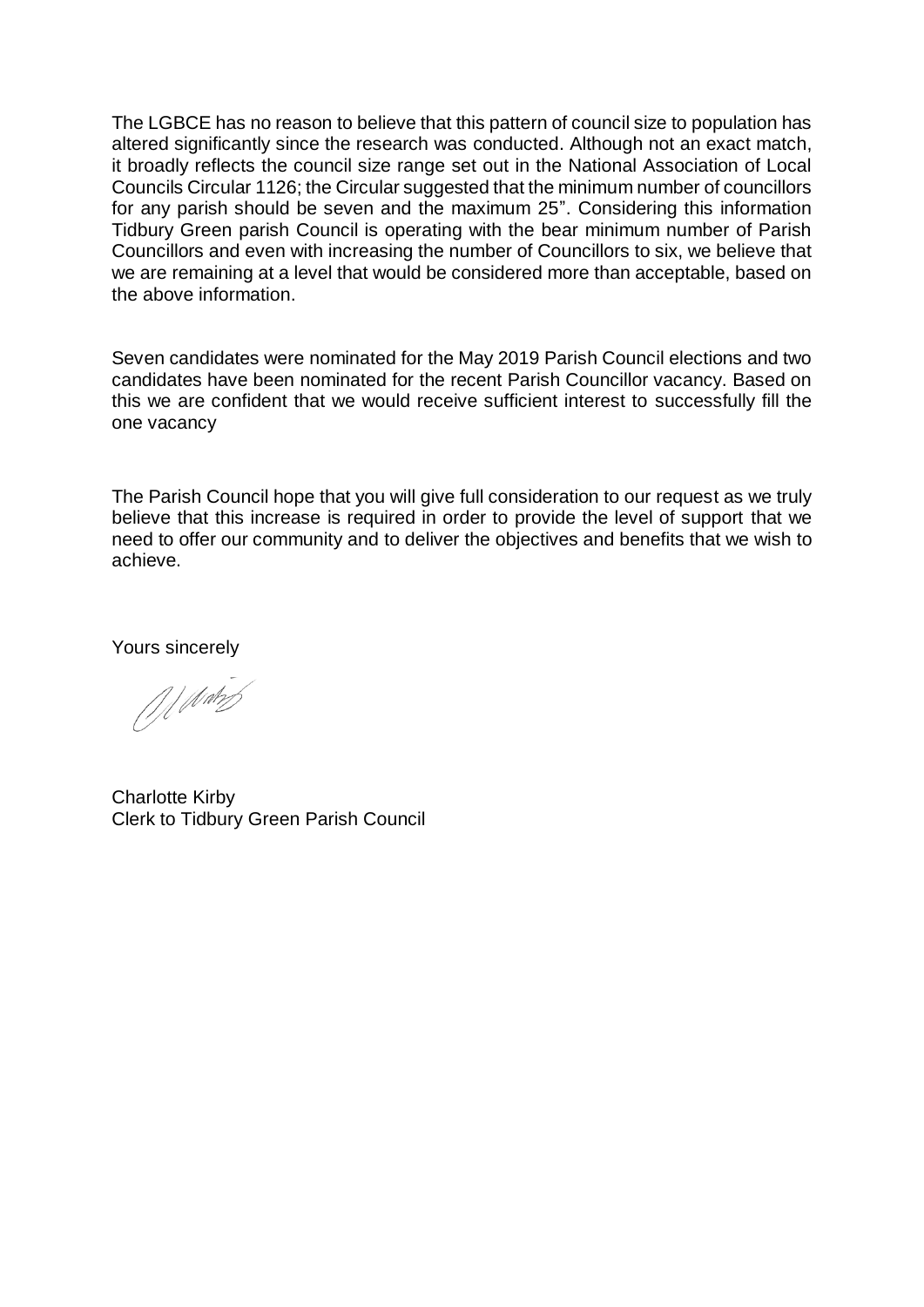The LGBCE has no reason to believe that this pattern of council size to population has altered significantly since the research was conducted. Although not an exact match, it broadly reflects the council size range set out in the National Association of Local Councils Circular 1126; the Circular suggested that the minimum number of councillors for any parish should be seven and the maximum 25". Considering this information Tidbury Green parish Council is operating with the bear minimum number of Parish Councillors and even with increasing the number of Councillors to six, we believe that we are remaining at a level that would be considered more than acceptable, based on the above information.

Seven candidates were nominated for the May 2019 Parish Council elections and two candidates have been nominated for the recent Parish Councillor vacancy. Based on this we are confident that we would receive sufficient interest to successfully fill the one vacancy

The Parish Council hope that you will give full consideration to our request as we truly believe that this increase is required in order to provide the level of support that we need to offer our community and to deliver the objectives and benefits that we wish to achieve.

Yours sincerely

Charlotte Kirby
Clerk to Tidbury Green Parish Council